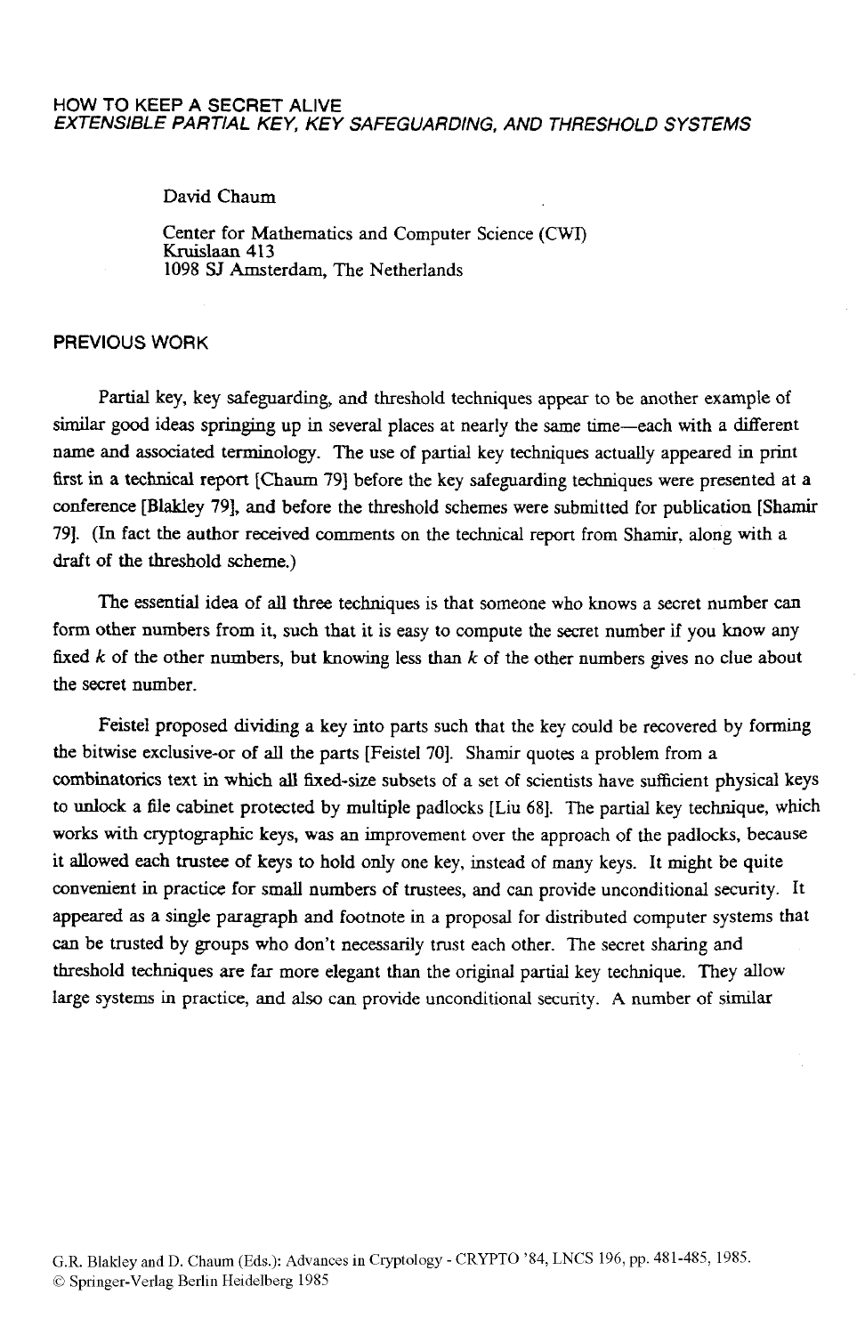# HOW TO KEEP A SECRET ALIVE
## *EXTENSIBLE PARTIAL KEY, KEY SAFEGUARDING, AND THRESHOLD SYSTEMS*

David Chaum

Center for Mathematics and Computer Science (CWI)
Kruislaan 413
1098 SJ Amsterdam, The Netherlands

## PREVIOUS WORK

Partial key, key safeguarding, and threshold techniques appear to be another example of similar good ideas springing up in several places at nearly the same time—each with a different name and associated terminology. The use of partial key techniques actually appeared in print first in a technical report [Chaum 79] before the key safeguarding techniques were presented at a conference [Blakley 79], and before the threshold schemes were submitted for publication [Shamir 79]. (In fact the author received comments on the technical report from Shamir, along with a draft of the threshold scheme.)

The essential idea of all three techniques is that someone who knows a secret number can form other numbers from it, such that it is easy to compute the secret number if you know any fixed $k$ of the other numbers, but knowing less than $k$ of the other numbers gives no clue about the secret number.

Feistel proposed dividing a key into parts such that the key could be recovered by forming the bitwise exclusive-or of all the parts [Feistel 70]. Shamir quotes a problem from a combinatorics text in which all fixed-size subsets of a set of scientists have sufficient physical keys to unlock a file cabinet protected by multiple padlocks [Liu 68]. The partial key technique, which works with cryptographic keys, was an improvement over the approach of the padlocks, because it allowed each trustee of keys to hold only one key, instead of many keys. It might be quite convenient in practice for small numbers of trustees, and can provide unconditional security. It appeared as a single paragraph and footnote in a proposal for distributed computer systems that can be trusted by groups who don't necessarily trust each other. The secret sharing and threshold techniques are far more elegant than the original partial key technique. They allow large systems in practice, and also can provide unconditional security. A number of similar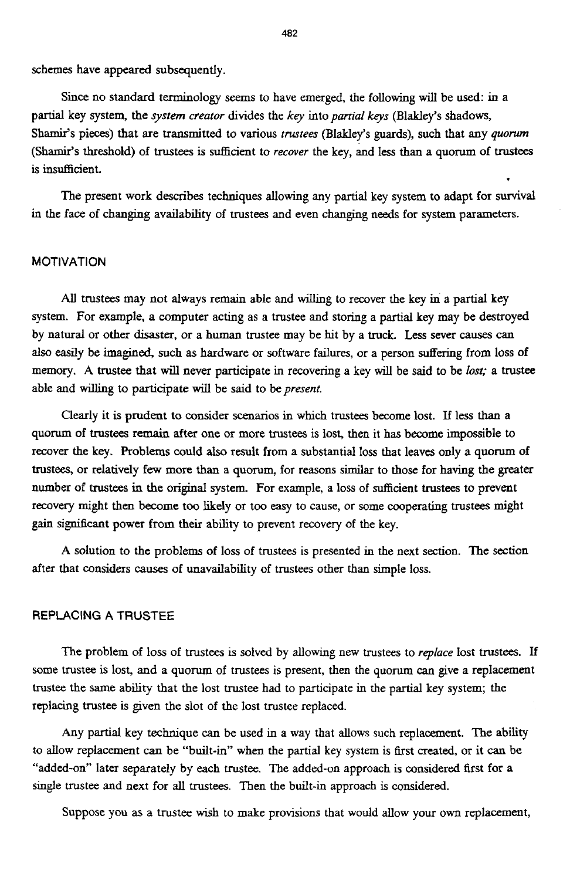schemes have appeared subsequently.

Since no standard terminology seems to have emerged, the following will be used: in a partial key system, the *system creator* divides the *key* into *partial keys* (Blakley's shadows, Shamir's pieces) that are transmitted to various *trustees* (Blakley's guards), such that any *quorum* (Shamir's threshold) of trustees is sufficient to *recover* the key, and less than a quorum of trustees is insufficient.

The present work describes techniques allowing any partial key system to adapt for survival in the face of changing availability of trustees and even changing needs for system parameters.

## MOTIVATION

All trustees may not always remain able and willing to recover the key in a partial key system. For example, a computer acting as a trustee and storing a partial key may be destroyed by natural or other disaster, or a human trustee may be hit by a truck. Less sever causes can also easily be imagined, such as hardware or software failures, or a person suffering from loss of memory. A trustee that will never participate in recovering a key will be said to be *lost;* a trustee able and willing to participate will be said to be *present.*

Clearly it is prudent to consider scenarios in which trustees become lost. If less than a quorum of trustees remain after one or more trustees is lost, then it has become impossible to recover the key. Problems could also result from a substantial loss that leaves only a quorum of trustees, or relatively few more than a quorum, for reasons similar to those for having the greater number of trustees in the original system. For example, a loss of sufficient trustees to prevent recovery might then become too likely or too easy to cause, or some cooperating trustees might gain significant power from their ability to prevent recovery of the key.

A solution to the problems of loss of trustees is presented in the next section. The section after that considers causes of unavailability of trustees other than simple loss.

## REPLACING A TRUSTEE

The problem of loss of trustees is solved by allowing new trustees to *replace* lost trustees. If some trustee is lost, and a quorum of trustees is present, then the quorum can give a replacement trustee the same ability that the lost trustee had to participate in the partial key system; the replacing trustee is given the slot of the lost trustee replaced.

Any partial key technique can be used in a way that allows such replacement. The ability to allow replacement can be "built-in" when the partial key system is first created, or it can be "added-on" later separately by each trustee. The added-on approach is considered first for a single trustee and next for all trustees. Then the built-in approach is considered.

Suppose you as a trustee wish to make provisions that would allow your own replacement,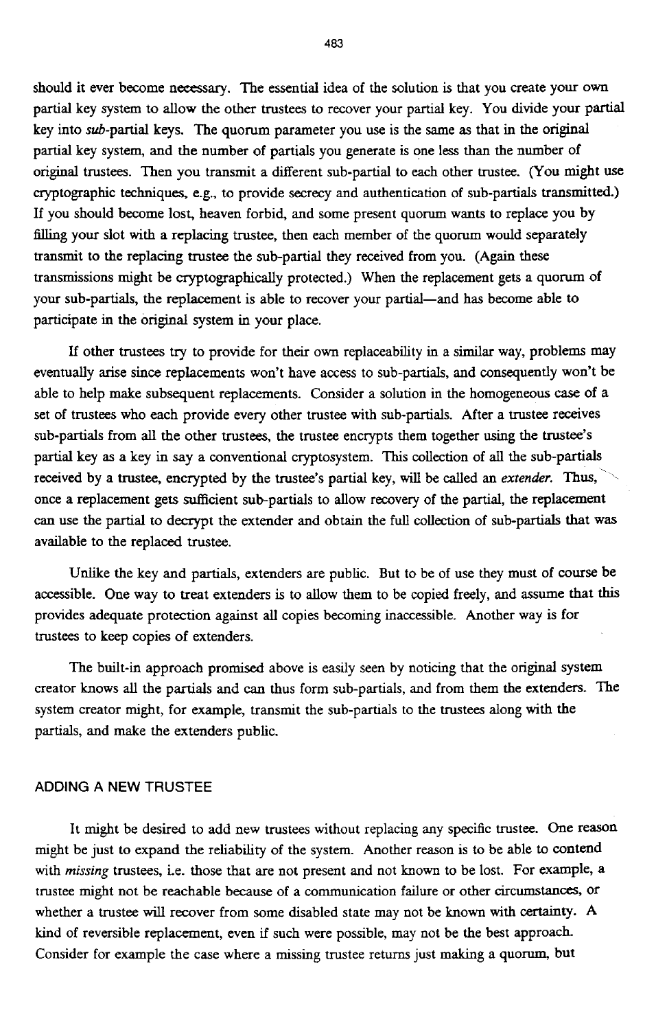should it ever become necessary. The essential idea of the solution is that you create your own partial key system to allow the other trustees to recover your partial key. You divide your partial key into *sub*-partial keys. The quorum parameter you use is the same as that in the original partial key system, and the number of partials you generate is one less than the number of original trustees. Then you transmit a different sub-partial to each other trustee. (You might use cryptographic techniques, e.g., to provide secrecy and authentication of sub-partials transmitted.) If you should become lost, heaven forbid, and some present quorum wants to replace you by filling your slot with a replacing trustee, then each member of the quorum would separately transmit to the replacing trustee the sub-partial they received from you. (Again these transmissions might be cryptographically protected.) When the replacement gets a quorum of your sub-partials, the replacement is able to recover your partial—and has become able to participate in the original system in your place.

If other trustees try to provide for their own replaceability in a similar way, problems may eventually arise since replacements won't have access to sub-partials, and consequently won't be able to help make subsequent replacements. Consider a solution in the homogeneous case of a set of trustees who each provide every other trustee with sub-partials. After a trustee receives sub-partials from all the other trustees, the trustee encrypts them together using the trustee's partial key as a key in say a conventional cryptosystem. This collection of all the sub-partials received by a trustee, encrypted by the trustee's partial key, will be called an *extender*. Thus, once a replacement gets sufficient sub-partials to allow recovery of the partial, the replacement can use the partial to decrypt the extender and obtain the full collection of sub-partials that was available to the replaced trustee.

Unlike the key and partials, extenders are public. But to be of use they must of course be accessible. One way to treat extenders is to allow them to be copied freely, and assume that this provides adequate protection against all copies becoming inaccessible. Another way is for trustees to keep copies of extenders.

The built-in approach promised above is easily seen by noticing that the original system creator knows all the partials and can thus form sub-partials, and from them the extenders. The system creator might, for example, transmit the sub-partials to the trustees along with the partials, and make the extenders public.

## ADDING A NEW TRUSTEE

It might be desired to add new trustees without replacing any specific trustee. One reason might be just to expand the reliability of the system. Another reason is to be able to contend with *missing* trustees, i.e. those that are not present and not known to be lost. For example, a trustee might not be reachable because of a communication failure or other circumstances, or whether a trustee will recover from some disabled state may not be known with certainty. A kind of reversible replacement, even if such were possible, may not be the best approach. Consider for example the case where a missing trustee returns just making a quorum, but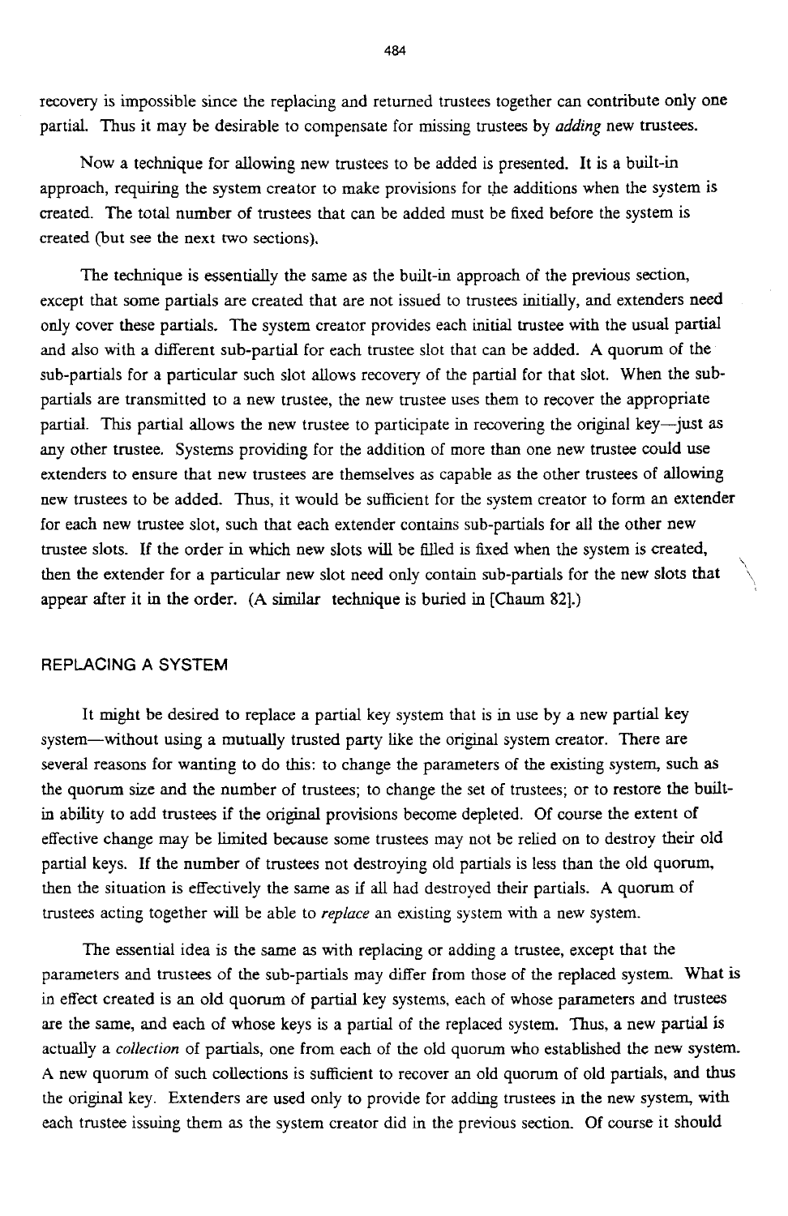recovery is impossible since the replacing and returned trustees together can contribute only one partial. Thus it may be desirable to compensate for missing trustees by *adding* new trustees.

Now a technique for allowing new trustees to be added is presented. It is a built-in approach, requiring the system creator to make provisions for the additions when the system is created. The total number of trustees that can be added must be fixed before the system is created (but see the next two sections).

The technique is essentially the same as the built-in approach of the previous section, except that some partials are created that are not issued to trustees initially, and extenders need only cover these partials. The system creator provides each initial trustee with the usual partial and also with a different sub-partial for each trustee slot that can be added. A quorum of the sub-partials for a particular such slot allows recovery of the partial for that slot. When the sub-partials are transmitted to a new trustee, the new trustee uses them to recover the appropriate partial. This partial allows the new trustee to participate in recovering the original key—just as any other trustee. Systems providing for the addition of more than one new trustee could use extenders to ensure that new trustees are themselves as capable as the other trustees of allowing new trustees to be added. Thus, it would be sufficient for the system creator to form an extender for each new trustee slot, such that each extender contains sub-partials for all the other new trustee slots. If the order in which new slots will be filled is fixed when the system is created, then the extender for a particular new slot need only contain sub-partials for the new slots that appear after it in the order. (A similar technique is buried in [Chaum 82].)

## REPLACING A SYSTEM

It might be desired to replace a partial key system that is in use by a new partial key system—without using a mutually trusted party like the original system creator. There are several reasons for wanting to do this: to change the parameters of the existing system, such as the quorum size and the number of trustees; to change the set of trustees; or to restore the built-in ability to add trustees if the original provisions become depleted. Of course the extent of effective change may be limited because some trustees may not be relied on to destroy their old partial keys. If the number of trustees not destroying old partials is less than the old quorum, then the situation is effectively the same as if all had destroyed their partials. A quorum of trustees acting together will be able to *replace* an existing system with a new system.

The essential idea is the same as with replacing or adding a trustee, except that the parameters and trustees of the sub-partials may differ from those of the replaced system. What is in effect created is an old quorum of partial key systems, each of whose parameters and trustees are the same, and each of whose keys is a partial of the replaced system. Thus, a new partial is actually a *collection* of partials, one from each of the old quorum who established the new system. A new quorum of such collections is sufficient to recover an old quorum of old partials, and thus the original key. Extenders are used only to provide for adding trustees in the new system, with each trustee issuing them as the system creator did in the previous section. Of course it should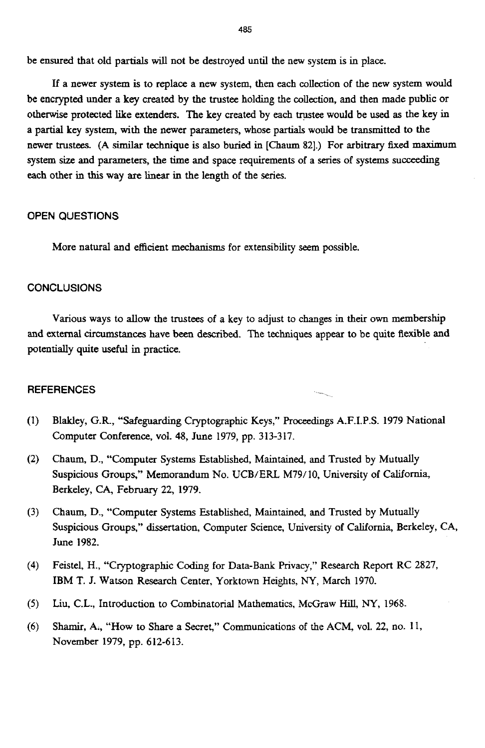be ensured that old partials will not be destroyed until the new system is in place.

If a newer system is to replace a new system, then each collection of the new system would be encrypted under a key created by the trustee holding the collection, and then made public or otherwise protected like extenders. The key created by each trustee would be used as the key in a partial key system, with the newer parameters, whose partials would be transmitted to the newer trustees. (A similar technique is also buried in [Chaum 82].) For arbitrary fixed maximum system size and parameters, the time and space requirements of a series of systems succeeding each other in this way are linear in the length of the series.

## OPEN QUESTIONS

More natural and efficient mechanisms for extensibility seem possible.

## CONCLUSIONS

Various ways to allow the trustees of a key to adjust to changes in their own membership and external circumstances have been described. The techniques appear to be quite flexible and potentially quite useful in practice.

## REFERENCES

(1) Blakley, G.R., "Safeguarding Cryptographic Keys," Proceedings A.F.I.P.S. 1979 National Computer Conference, vol. 48, June 1979, pp. 313-317.

(2) Chaum, D., "Computer Systems Established, Maintained, and Trusted by Mutually Suspicious Groups," Memorandum No. UCB/ERL M79/10, University of California, Berkeley, CA, February 22, 1979.

(3) Chaum, D., "Computer Systems Established, Maintained, and Trusted by Mutually Suspicious Groups," dissertation, Computer Science, University of California, Berkeley, CA, June 1982.

(4) Feistel, H., "Cryptographic Coding for Data-Bank Privacy," Research Report RC 2827, IBM T. J. Watson Research Center, Yorktown Heights, NY, March 1970.

(5) Liu, C.L., Introduction to Combinatorial Mathematics, McGraw Hill, NY, 1968.

(6) Shamir, A., "How to Share a Secret," Communications of the ACM, vol. 22, no. 11, November 1979, pp. 612-613.